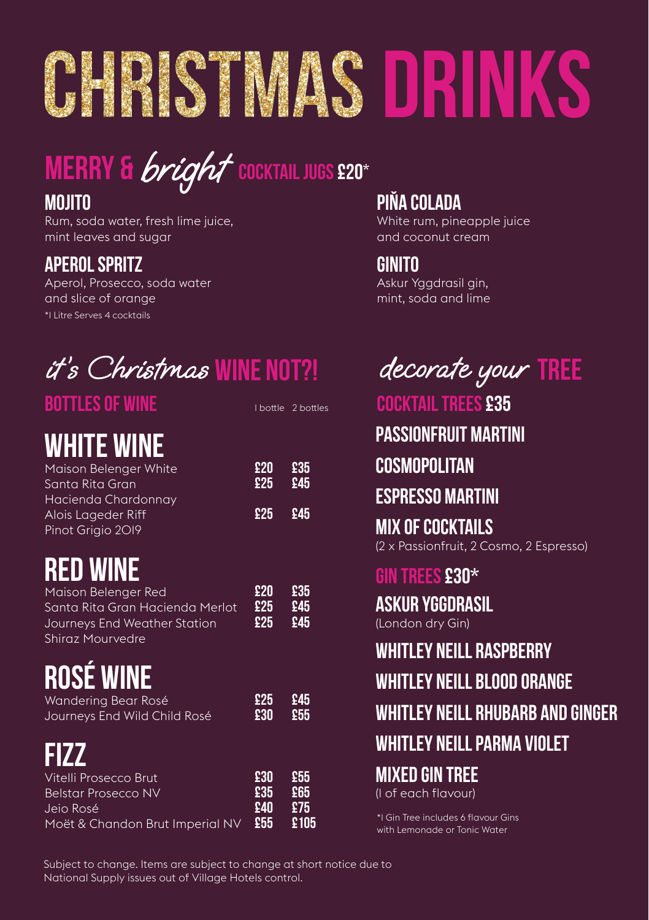# CHRISTMAS DRINKS

## MERRY & *bright* COCKTAIL JUGS £20*

### MOJITO
Rum, soda water, fresh lime juice, mint leaves and sugar

### APEROL SPRITZ
Aperol, Prosecco, soda water and slice of orange

*1 Litre Serves 4 cocktails

### PIÑA COLADA
White rum, pineapple juice and coconut cream

### GINITO
Askur Yggdrasil gin, mint, soda and lime

## *it's Christmas* WINE NOT?!

### BOTTLES OF WINE

#### WHITE WINE

| | 1 bottle | 2 bottles |
|---|---|---|
| Maison Belenger White | £20 | £35 |
| Santa Rita Gran Hacienda Chardonnay | £25 | £45 |
| Alois Lageder Riff Pinot Grigio 2019 | £25 | £45 |

#### RED WINE

| | 1 bottle | 2 bottles |
|---|---|---|
| Maison Belenger Red | £20 | £35 |
| Santa Rita Gran Hacienda Merlot | £25 | £45 |
| Journeys End Weather Station Shiraz Mourvedre | £25 | £45 |

#### ROSÉ WINE

| | 1 bottle | 2 bottles |
|---|---|---|
| Wandering Bear Rosé | £25 | £45 |
| Journeys End Wild Child Rosé | £30 | £55 |

#### FIZZ

| | 1 bottle | 2 bottles |
|---|---|---|
| Vitelli Prosecco Brut | £30 | £55 |
| Belstar Prosecco NV | £35 | £65 |
| Jeio Rosé | £40 | £75 |
| Moët & Chandon Brut Imperial NV | £55 | £105 |

## *decorate your* TREE

### COCKTAIL TREES £35

**PASSIONFRUIT MARTINI**

**COSMOPOLITAN**

**ESPRESSO MARTINI**

**MIX OF COCKTAILS**
(2 x Passionfruit, 2 Cosmo, 2 Espresso)

### GIN TREES £30*

**ASKUR YGGDRASIL**
(London dry Gin)

**WHITLEY NEILL RASPBERRY**

**WHITLEY NEILL BLOOD ORANGE**

**WHITLEY NEILL RHUBARB AND GINGER**

**WHITLEY NEILL PARMA VIOLET**

**MIXED GIN TREE**
(1 of each flavour)

*1 Gin Tree includes 6 flavour Gins with Lemonade or Tonic Water

Subject to change. Items are subject to change at short notice due to National Supply issues out of Village Hotels control.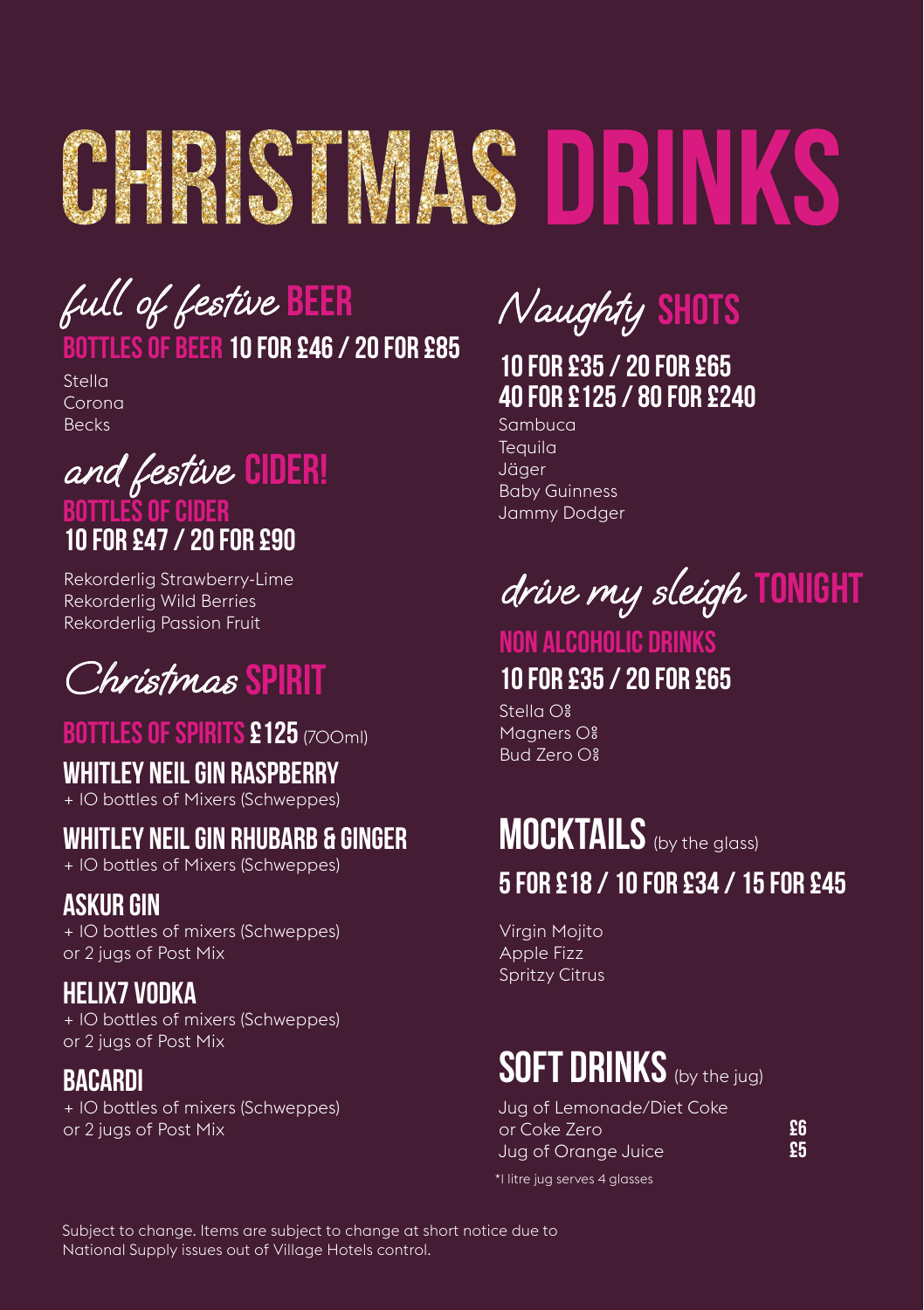# CHRISTMAS DRINKS

## *full of festive* BEER

**BOTTLES OF BEER 10 FOR £46 / 20 FOR £85**

Stella
Corona
Becks

## *and festive* CIDER!

**BOTTLES OF CIDER**
**10 FOR £47 / 20 FOR £90**

Rekorderlig Strawberry-Lime
Rekorderlig Wild Berries
Rekorderlig Passion Fruit

## *Christmas* SPIRIT

**BOTTLES OF SPIRITS £125** (700ml)

### WHITLEY NEIL GIN RASPBERRY
+ 10 bottles of Mixers (Schweppes)

### WHITLEY NEIL GIN RHUBARB & GINGER
+ 10 bottles of Mixers (Schweppes)

### ASKUR GIN
+ 10 bottles of mixers (Schweppes)
or 2 jugs of Post Mix

### HELIX7 VODKA
+ 10 bottles of mixers (Schweppes)
or 2 jugs of Post Mix

### BACARDI
+ 10 bottles of mixers (Schweppes)
or 2 jugs of Post Mix

## *Naughty* SHOTS

**10 FOR £35 / 20 FOR £65**
**40 FOR £125 / 80 FOR £240**

Sambuca
Tequila
Jäger
Baby Guinness
Jammy Dodger

## *drive my sleigh* TONIGHT

**NON ALCOHOLIC DRINKS**
**10 FOR £35 / 20 FOR £65**

Stella 0%
Magners 0%
Bud Zero 0%

## MOCKTAILS (by the glass)

**5 FOR £18 / 10 FOR £34 / 15 FOR £45**

Virgin Mojito
Apple Fizz
Spritzy Citrus

## SOFT DRINKS (by the jug)

| | |
|---|---|
| Jug of Lemonade/Diet Coke or Coke Zero | £6 |
| Jug of Orange Juice | £5 |

*1 litre jug serves 4 glasses

Subject to change. Items are subject to change at short notice due to National Supply issues out of Village Hotels control.